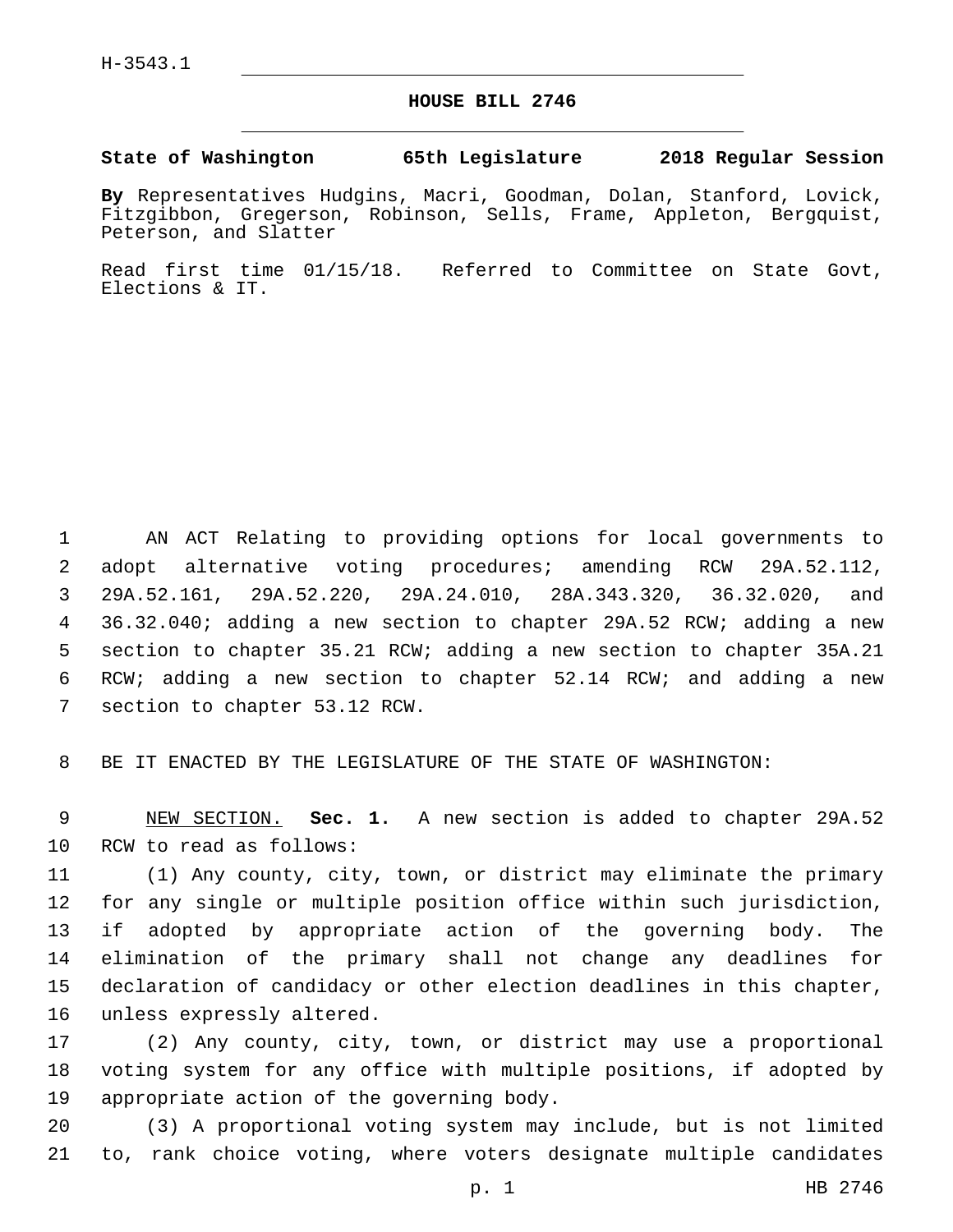H-3543.1

# HOUSE BILL 2746

**State of Washington 65th Legislature 2018 Regular Session**

**By** Representatives Hudgins, Macri, Goodman, Dolan, Stanford, Lovick, Fitzgibbon, Gregerson, Robinson, Sells, Frame, Appleton, Bergquist, Peterson, and Slatter

Read first time 01/15/18. Referred to Committee on State Govt, Elections & IT.

AN ACT Relating to providing options for local governments to adopt alternative voting procedures; amending RCW 29A.52.112, 29A.52.161, 29A.52.220, 29A.24.010, 28A.343.320, 36.32.020, and 36.32.040; adding a new section to chapter 29A.52 RCW; adding a new section to chapter 35.21 RCW; adding a new section to chapter 35A.21 RCW; adding a new section to chapter 52.14 RCW; and adding a new section to chapter 53.12 RCW.

BE IT ENACTED BY THE LEGISLATURE OF THE STATE OF WASHINGTON:

NEW SECTION. **Sec. 1.** A new section is added to chapter 29A.52 RCW to read as follows:

(1) Any county, city, town, or district may eliminate the primary for any single or multiple position office within such jurisdiction, if adopted by appropriate action of the governing body. The elimination of the primary shall not change any deadlines for declaration of candidacy or other election deadlines in this chapter, unless expressly altered.

(2) Any county, city, town, or district may use a proportional voting system for any office with multiple positions, if adopted by appropriate action of the governing body.

(3) A proportional voting system may include, but is not limited to, rank choice voting, where voters designate multiple candidates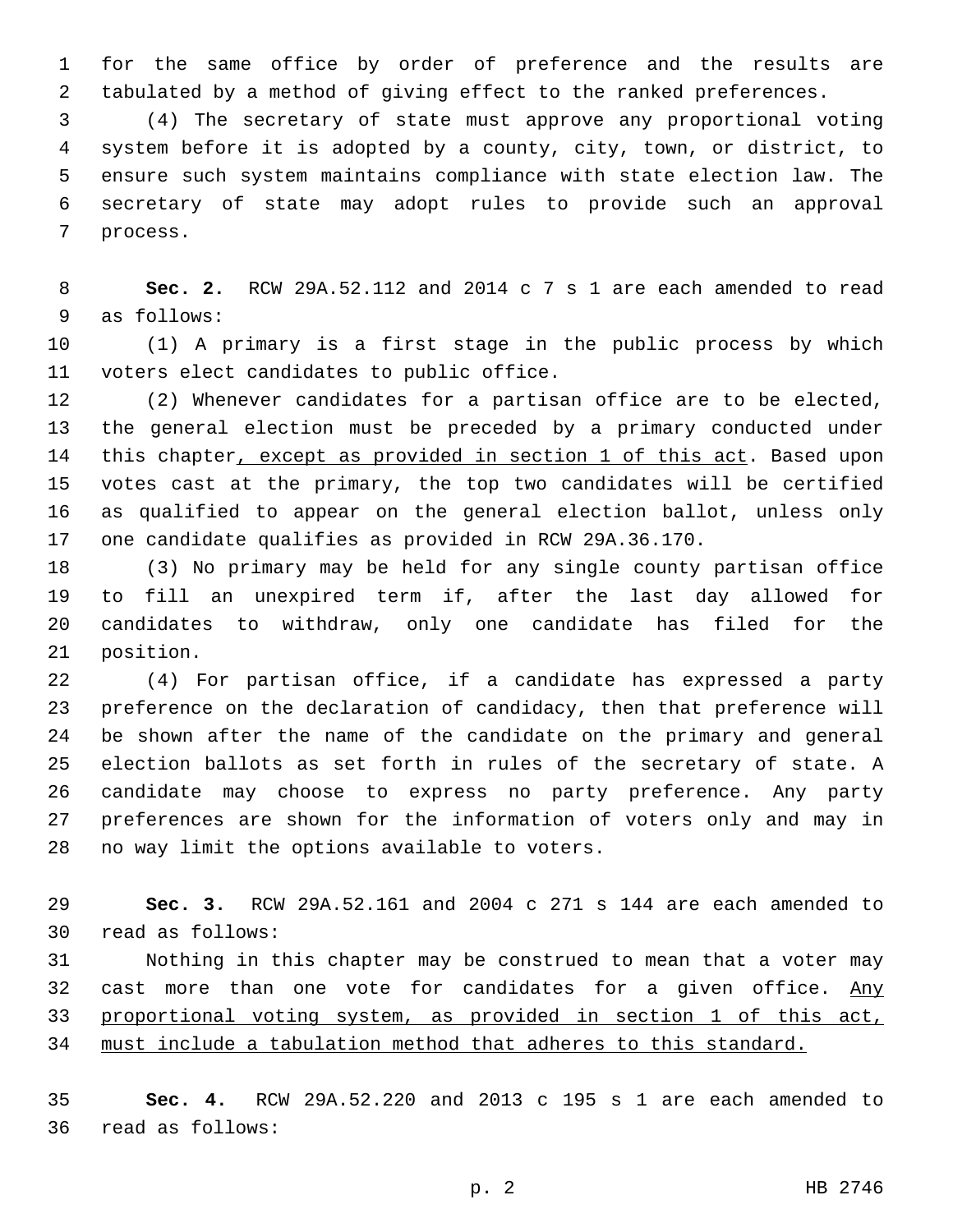for the same office by order of preference and the results are tabulated by a method of giving effect to the ranked preferences.

(4) The secretary of state must approve any proportional voting system before it is adopted by a county, city, town, or district, to ensure such system maintains compliance with state election law. The secretary of state may adopt rules to provide such an approval process.

**Sec. 2.** RCW 29A.52.112 and 2014 c 7 s 1 are each amended to read as follows:

(1) A primary is a first stage in the public process by which voters elect candidates to public office.

(2) Whenever candidates for a partisan office are to be elected, the general election must be preceded by a primary conducted under this chapter<u>, except as provided in section 1 of this act</u>. Based upon votes cast at the primary, the top two candidates will be certified as qualified to appear on the general election ballot, unless only one candidate qualifies as provided in RCW 29A.36.170.

(3) No primary may be held for any single county partisan office to fill an unexpired term if, after the last day allowed for candidates to withdraw, only one candidate has filed for the position.

(4) For partisan office, if a candidate has expressed a party preference on the declaration of candidacy, then that preference will be shown after the name of the candidate on the primary and general election ballots as set forth in rules of the secretary of state. A candidate may choose to express no party preference. Any party preferences are shown for the information of voters only and may in no way limit the options available to voters.

**Sec. 3.** RCW 29A.52.161 and 2004 c 271 s 144 are each amended to read as follows:

Nothing in this chapter may be construed to mean that a voter may cast more than one vote for candidates for a given office. <u>Any proportional voting system, as provided in section 1 of this act, must include a tabulation method that adheres to this standard.</u>

**Sec. 4.** RCW 29A.52.220 and 2013 c 195 s 1 are each amended to read as follows: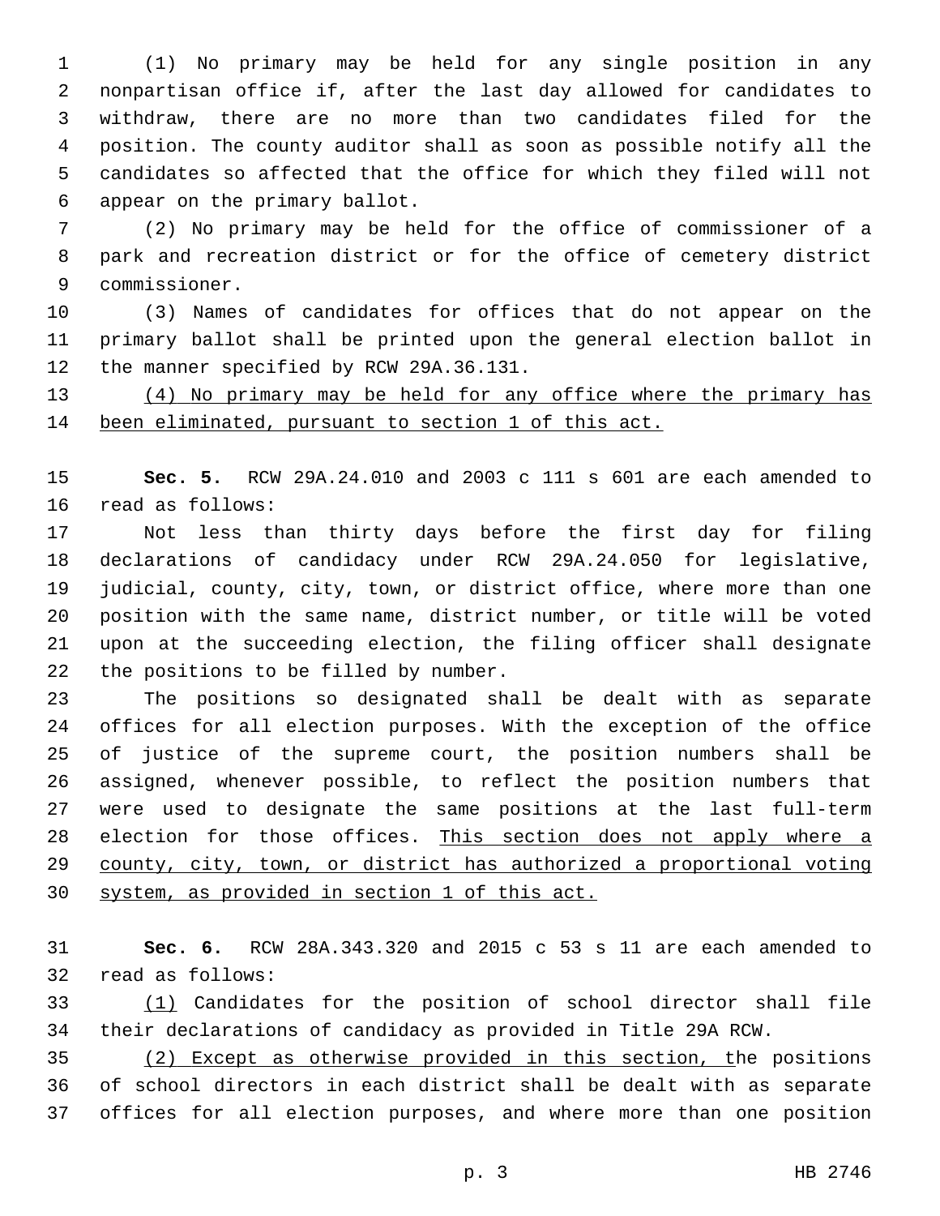(1) No primary may be held for any single position in any nonpartisan office if, after the last day allowed for candidates to withdraw, there are no more than two candidates filed for the position. The county auditor shall as soon as possible notify all the candidates so affected that the office for which they filed will not appear on the primary ballot.

(2) No primary may be held for the office of commissioner of a park and recreation district or for the office of cemetery district commissioner.

(3) Names of candidates for offices that do not appear on the primary ballot shall be printed upon the general election ballot in the manner specified by RCW 29A.36.131.

<u>(4) No primary may be held for any office where the primary has been eliminated, pursuant to section 1 of this act.</u>

**Sec. 5.** RCW 29A.24.010 and 2003 c 111 s 601 are each amended to read as follows:

Not less than thirty days before the first day for filing declarations of candidacy under RCW 29A.24.050 for legislative, judicial, county, city, town, or district office, where more than one position with the same name, district number, or title will be voted upon at the succeeding election, the filing officer shall designate the positions to be filled by number.

The positions so designated shall be dealt with as separate offices for all election purposes. With the exception of the office of justice of the supreme court, the position numbers shall be assigned, whenever possible, to reflect the position numbers that were used to designate the same positions at the last full-term election for those offices. <u>This section does not apply where a county, city, town, or district has authorized a proportional voting system, as provided in section 1 of this act.</u>

**Sec. 6.** RCW 28A.343.320 and 2015 c 53 s 11 are each amended to read as follows:

<u>(1)</u> Candidates for the position of school director shall file their declarations of candidacy as provided in Title 29A RCW.

<u>(2) Except as otherwise provided in this section, t</u>he positions of school directors in each district shall be dealt with as separate offices for all election purposes, and where more than one position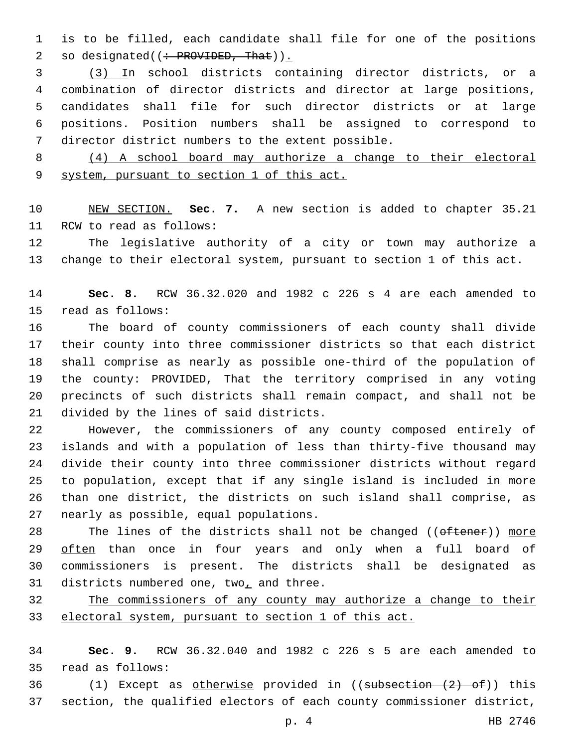is to be filled, each candidate shall file for one of the positions so designated((~~: PROVIDED, That~~)).

(3) In school districts containing director districts, or a combination of director districts and director at large positions, candidates shall file for such director districts or at large positions. Position numbers shall be assigned to correspond to director district numbers to the extent possible.

(4) A school board may authorize a change to their electoral system, pursuant to section 1 of this act.

NEW SECTION. **Sec. 7.** A new section is added to chapter 35.21 RCW to read as follows:

The legislative authority of a city or town may authorize a change to their electoral system, pursuant to section 1 of this act.

**Sec. 8.** RCW 36.32.020 and 1982 c 226 s 4 are each amended to read as follows:

The board of county commissioners of each county shall divide their county into three commissioner districts so that each district shall comprise as nearly as possible one-third of the population of the county: PROVIDED, That the territory comprised in any voting precincts of such districts shall remain compact, and shall not be divided by the lines of said districts.

However, the commissioners of any county composed entirely of islands and with a population of less than thirty-five thousand may divide their county into three commissioner districts without regard to population, except that if any single island is included in more than one district, the districts on such island shall comprise, as nearly as possible, equal populations.

The lines of the districts shall not be changed ((~~oftener~~)) more often than once in four years and only when a full board of commissioners is present. The districts shall be designated as districts numbered one, two, and three.

The commissioners of any county may authorize a change to their electoral system, pursuant to section 1 of this act.

**Sec. 9.** RCW 36.32.040 and 1982 c 226 s 5 are each amended to read as follows:

(1) Except as otherwise provided in ((~~subsection (2) of~~)) this section, the qualified electors of each county commissioner district,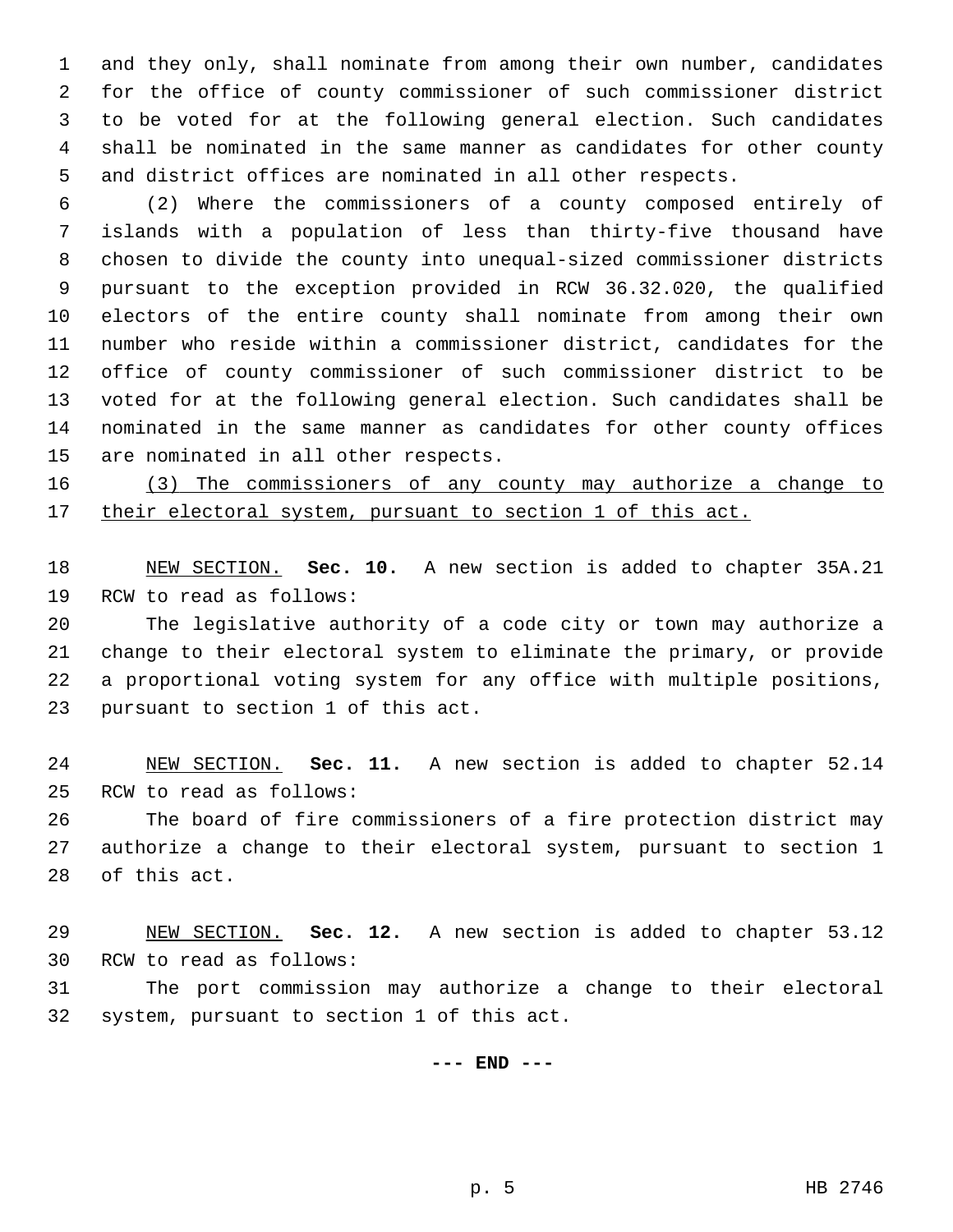and they only, shall nominate from among their own number, candidates for the office of county commissioner of such commissioner district to be voted for at the following general election. Such candidates shall be nominated in the same manner as candidates for other county and district offices are nominated in all other respects.

(2) Where the commissioners of a county composed entirely of islands with a population of less than thirty-five thousand have chosen to divide the county into unequal-sized commissioner districts pursuant to the exception provided in RCW 36.32.020, the qualified electors of the entire county shall nominate from among their own number who reside within a commissioner district, candidates for the office of county commissioner of such commissioner district to be voted for at the following general election. Such candidates shall be nominated in the same manner as candidates for other county offices are nominated in all other respects.

(3) The commissioners of any county may authorize a change to their electoral system, pursuant to section 1 of this act.

NEW SECTION. **Sec. 10.** A new section is added to chapter 35A.21 RCW to read as follows:

The legislative authority of a code city or town may authorize a change to their electoral system to eliminate the primary, or provide a proportional voting system for any office with multiple positions, pursuant to section 1 of this act.

NEW SECTION. **Sec. 11.** A new section is added to chapter 52.14 RCW to read as follows:

The board of fire commissioners of a fire protection district may authorize a change to their electoral system, pursuant to section 1 of this act.

NEW SECTION. **Sec. 12.** A new section is added to chapter 53.12 RCW to read as follows:

The port commission may authorize a change to their electoral system, pursuant to section 1 of this act.

**--- END ---**